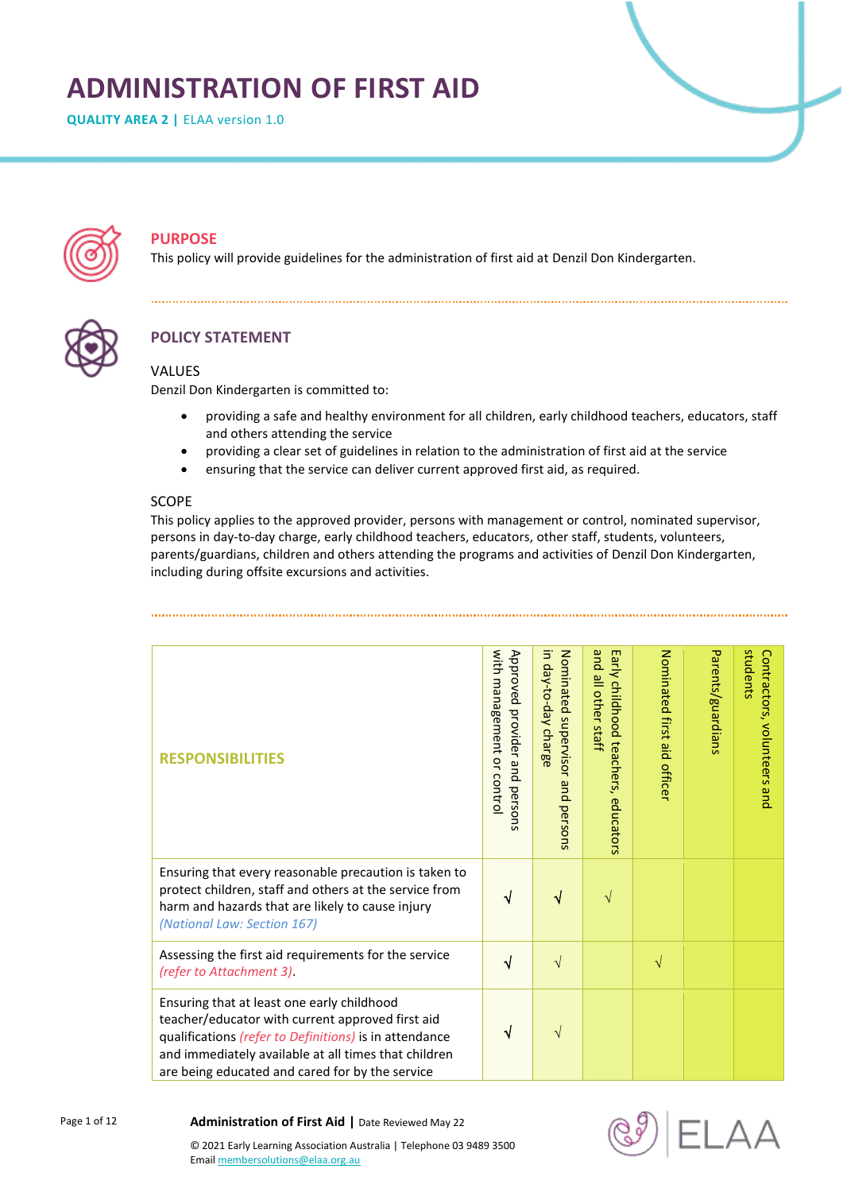# ADMINISTRATION OF FIRST AID

**QUALITY AREA 2 |** ELAA version 1.0

## PURPOSE

This policy will provide guidelines for the administration of first aid at Denzil Don Kindergarten.

## POLICY STATEMENT

### VALUES

Denzil Don Kindergarten is committed to:

- providing a safe and healthy environment for all children, early childhood teachers, educators, staff and others attending the service
- providing a clear set of guidelines in relation to the administration of first aid at the service
- ensuring that the service can deliver current approved first aid, as required.

### SCOPE

This policy applies to the approved provider, persons with management or control, nominated supervisor, persons in day-to-day charge, early childhood teachers, educators, other staff, students, volunteers, parents/guardians, children and others attending the programs and activities of Denzil Don Kindergarten, including during offsite excursions and activities.

| RESPONSIBILITIES | Approved provider and persons with management or control | Nominated supervisor and persons in day-to-day charge | Early childhood teachers, educators and all other staff | Nominated first aid officer | Parents/guardians | Contractors, volunteers and students |
|---|---|---|---|---|---|---|
| Ensuring that every reasonable precaution is taken to protect children, staff and others at the service from harm and hazards that are likely to cause injury *(National Law: Section 167)* | √ | √ | √ | | | |
| Assessing the first aid requirements for the service *(refer to Attachment 3)*. | √ | √ | | √ | | |
| Ensuring that at least one early childhood teacher/educator with current approved first aid qualifications *(refer to Definitions)* is in attendance and immediately available at all times that children are being educated and cared for by the service | √ | √ | | | | |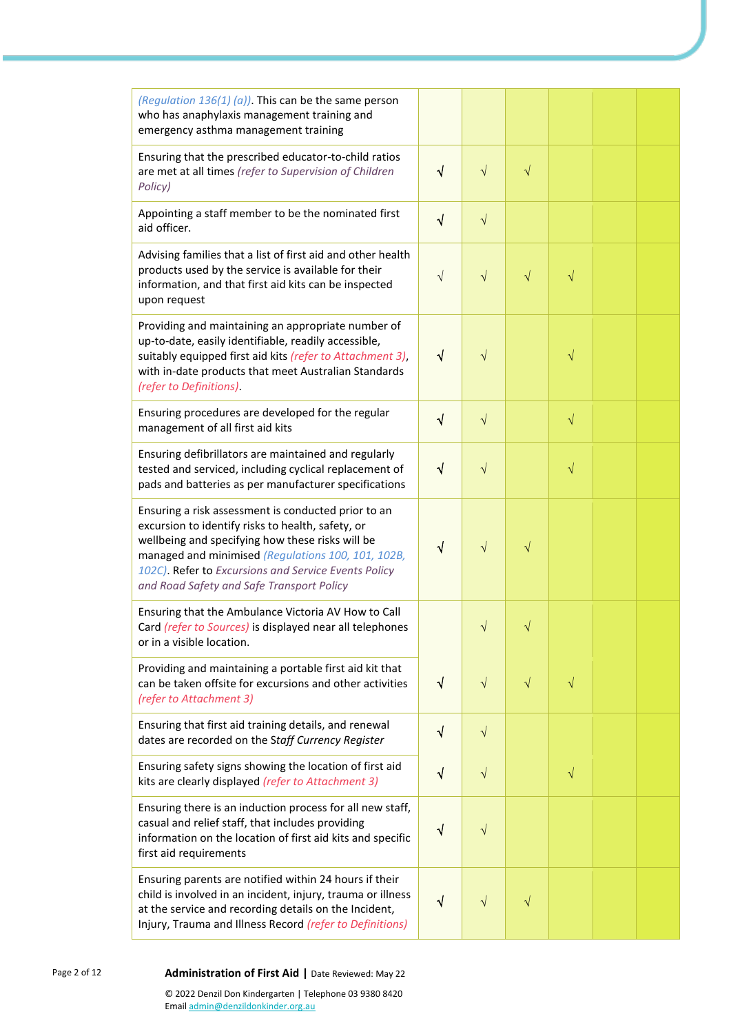| | | | | | | |
|---|---|---|---|---|---|---|
| *(Regulation 136(1) (a))*. This can be the same person who has anaphylaxis management training and emergency asthma management training | | | | | | |
| Ensuring that the prescribed educator-to-child ratios are met at all times *(refer to Supervision of Children Policy)* | √ | √ | √ | | | |
| Appointing a staff member to be the nominated first aid officer. | √ | √ | | | | |
| Advising families that a list of first aid and other health products used by the service is available for their information, and that first aid kits can be inspected upon request | √ | √ | √ | √ | | |
| Providing and maintaining an appropriate number of up-to-date, easily identifiable, readily accessible, suitably equipped first aid kits *(refer to Attachment 3)*, with in-date products that meet Australian Standards *(refer to Definitions)*. | √ | √ | | √ | | |
| Ensuring procedures are developed for the regular management of all first aid kits | √ | √ | | √ | | |
| Ensuring defibrillators are maintained and regularly tested and serviced, including cyclical replacement of pads and batteries as per manufacturer specifications | √ | √ | | √ | | |
| Ensuring a risk assessment is conducted prior to an excursion to identify risks to health, safety, or wellbeing and specifying how these risks will be managed and minimised *(Regulations 100, 101, 102B, 102C)*. Refer to *Excursions and Service Events Policy and Road Safety and Safe Transport Policy* | √ | √ | √ | | | |
| Ensuring that the Ambulance Victoria AV How to Call Card *(refer to Sources)* is displayed near all telephones or in a visible location. | | √ | √ | | | |
| Providing and maintaining a portable first aid kit that can be taken offsite for excursions and other activities *(refer to Attachment 3)* | √ | √ | √ | √ | | |
| Ensuring that first aid training details, and renewal dates are recorded on the Staff *Currency Register* | √ | √ | | | | |
| Ensuring safety signs showing the location of first aid kits are clearly displayed *(refer to Attachment 3)* | √ | √ | | √ | | |
| Ensuring there is an induction process for all new staff, casual and relief staff, that includes providing information on the location of first aid kits and specific first aid requirements | √ | √ | | | | |
| Ensuring parents are notified within 24 hours if their child is involved in an incident, injury, trauma or illness at the service and recording details on the Incident, Injury, Trauma and Illness Record *(refer to Definitions)* | √ | √ | √ | | | |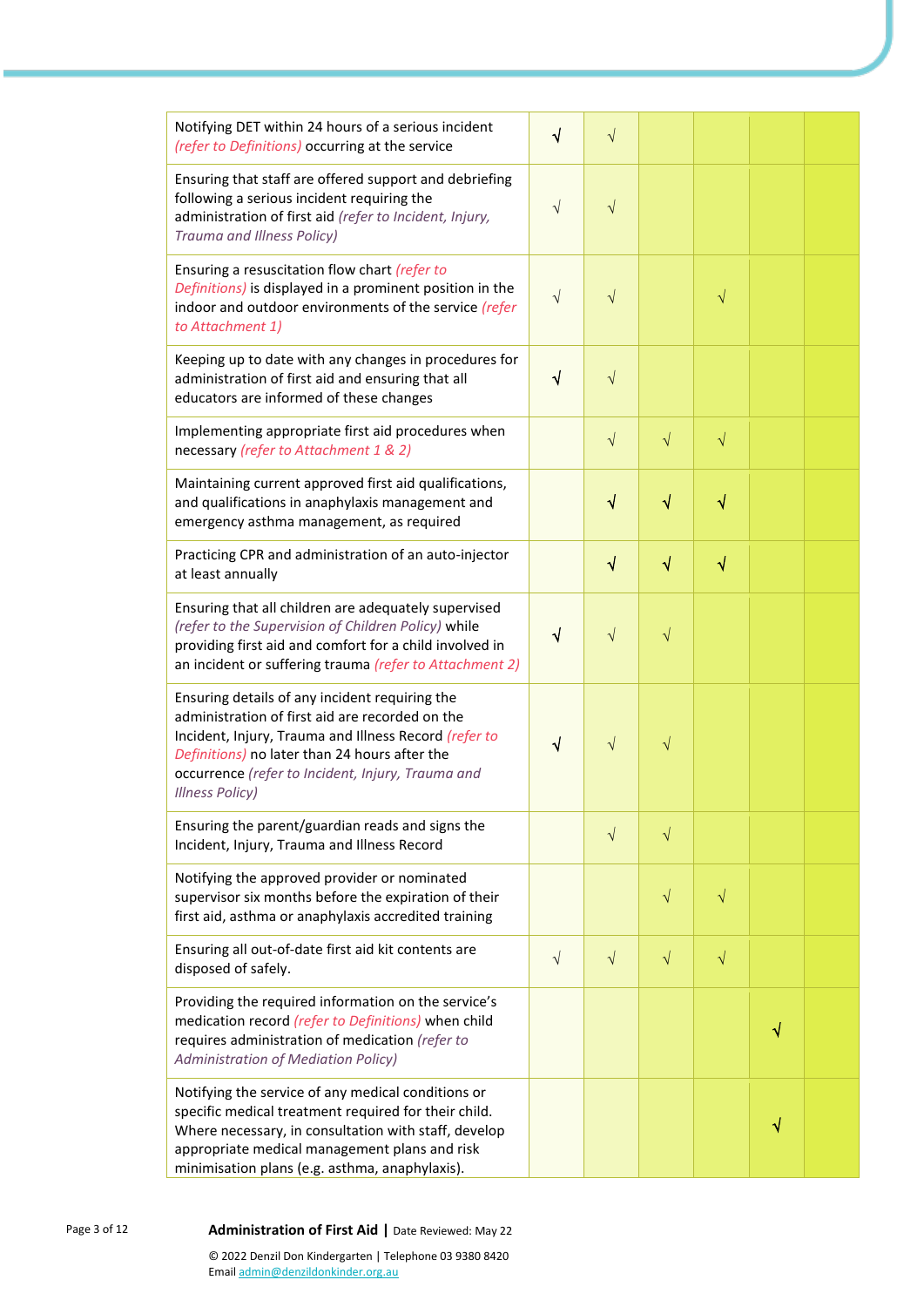| | | | | | | |
|---|---|---|---|---|---|---|
| Notifying DET within 24 hours of a serious incident *(refer to Definitions)* occurring at the service | √ | √ | | | | |
| Ensuring that staff are offered support and debriefing following a serious incident requiring the administration of first aid *(refer to Incident, Injury, Trauma and Illness Policy)* | √ | √ | | | | |
| Ensuring a resuscitation flow chart *(refer to Definitions)* is displayed in a prominent position in the indoor and outdoor environments of the service *(refer to Attachment 1)* | √ | √ | | √ | | |
| Keeping up to date with any changes in procedures for administration of first aid and ensuring that all educators are informed of these changes | √ | √ | | | | |
| Implementing appropriate first aid procedures when necessary *(refer to Attachment 1 & 2)* | | √ | √ | √ | | |
| Maintaining current approved first aid qualifications, and qualifications in anaphylaxis management and emergency asthma management, as required | | √ | √ | √ | | |
| Practicing CPR and administration of an auto-injector at least annually | | √ | √ | √ | | |
| Ensuring that all children are adequately supervised *(refer to the Supervision of Children Policy)* while providing first aid and comfort for a child involved in an incident or suffering trauma *(refer to Attachment 2)* | √ | √ | √ | | | |
| Ensuring details of any incident requiring the administration of first aid are recorded on the Incident, Injury, Trauma and Illness Record *(refer to Definitions)* no later than 24 hours after the occurrence *(refer to Incident, Injury, Trauma and Illness Policy)* | √ | √ | √ | | | |
| Ensuring the parent/guardian reads and signs the Incident, Injury, Trauma and Illness Record | | √ | √ | | | |
| Notifying the approved provider or nominated supervisor six months before the expiration of their first aid, asthma or anaphylaxis accredited training | | | √ | √ | | |
| Ensuring all out-of-date first aid kit contents are disposed of safely. | √ | √ | √ | √ | | |
| Providing the required information on the service's medication record *(refer to Definitions)* when child requires administration of medication *(refer to Administration of Mediation Policy)* | | | | | √ | |
| Notifying the service of any medical conditions or specific medical treatment required for their child. Where necessary, in consultation with staff, develop appropriate medical management plans and risk minimisation plans (e.g. asthma, anaphylaxis). | | | | | √ | |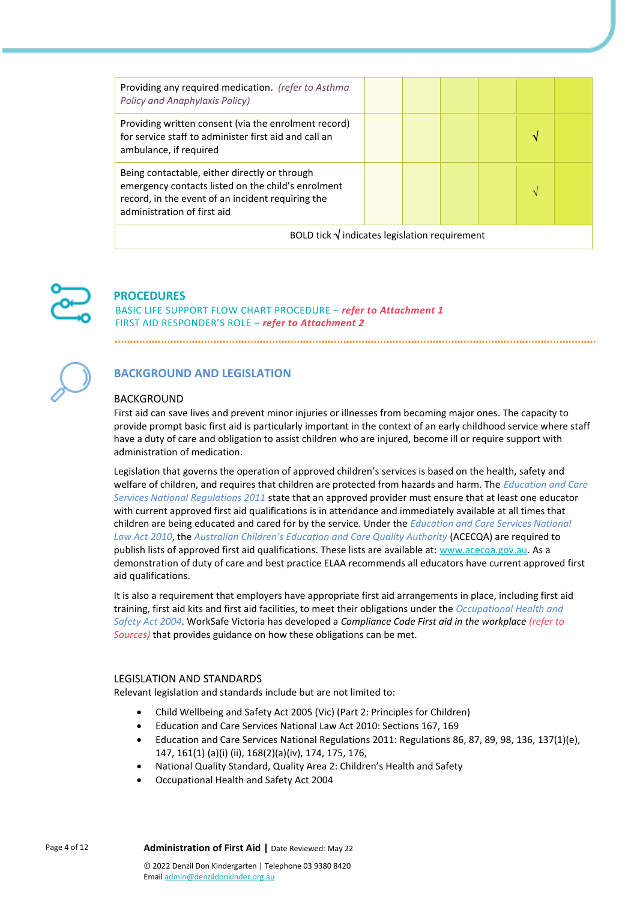| | | | | | | |
|---|---|---|---|---|---|---|
| Providing any required medication. *(refer to Asthma Policy and Anaphylaxis Policy)* | | | | | | |
| Providing written consent (via the enrolment record) for service staff to administer first aid and call an ambulance, if required | | | | | **√** | |
| Being contactable, either directly or through emergency contacts listed on the child's enrolment record, in the event of an incident requiring the administration of first aid | | | | | √ | |
| BOLD tick **√** indicates legislation requirement | | | | | | |

## PROCEDURES

BASIC LIFE SUPPORT FLOW CHART PROCEDURE – ***refer to Attachment 1***

FIRST AID RESPONDER'S ROLE – ***refer to Attachment 2***

## BACKGROUND AND LEGISLATION

### BACKGROUND

First aid can save lives and prevent minor injuries or illnesses from becoming major ones. The capacity to provide prompt basic first aid is particularly important in the context of an early childhood service where staff have a duty of care and obligation to assist children who are injured, become ill or require support with administration of medication.

Legislation that governs the operation of approved children's services is based on the health, safety and welfare of children, and requires that children are protected from hazards and harm. The *Education and Care Services National Regulations 2011* state that an approved provider must ensure that at least one educator with current approved first aid qualifications is in attendance and immediately available at all times that children are being educated and cared for by the service. Under the *Education and Care Services National Law Act 2010*, the *Australian Children's Education and Care Quality Authority* (ACECQA) are required to publish lists of approved first aid qualifications. These lists are available at: www.acecqa.gov.au. As a demonstration of duty of care and best practice ELAA recommends all educators have current approved first aid qualifications.

It is also a requirement that employers have appropriate first aid arrangements in place, including first aid training, first aid kits and first aid facilities, to meet their obligations under the *Occupational Health and Safety Act 2004*. WorkSafe Victoria has developed a *Compliance Code First aid in the workplace* *(refer to Sources)* that provides guidance on how these obligations can be met.

### LEGISLATION AND STANDARDS

Relevant legislation and standards include but are not limited to:

- Child Wellbeing and Safety Act 2005 (Vic) (Part 2: Principles for Children)
- Education and Care Services National Law Act 2010: Sections 167, 169
- Education and Care Services National Regulations 2011: Regulations 86, 87, 89, 98, 136, 137(1)(e), 147, 161(1) (a)(i) (ii), 168(2)(a)(iv), 174, 175, 176,
- National Quality Standard, Quality Area 2: Children's Health and Safety
- Occupational Health and Safety Act 2004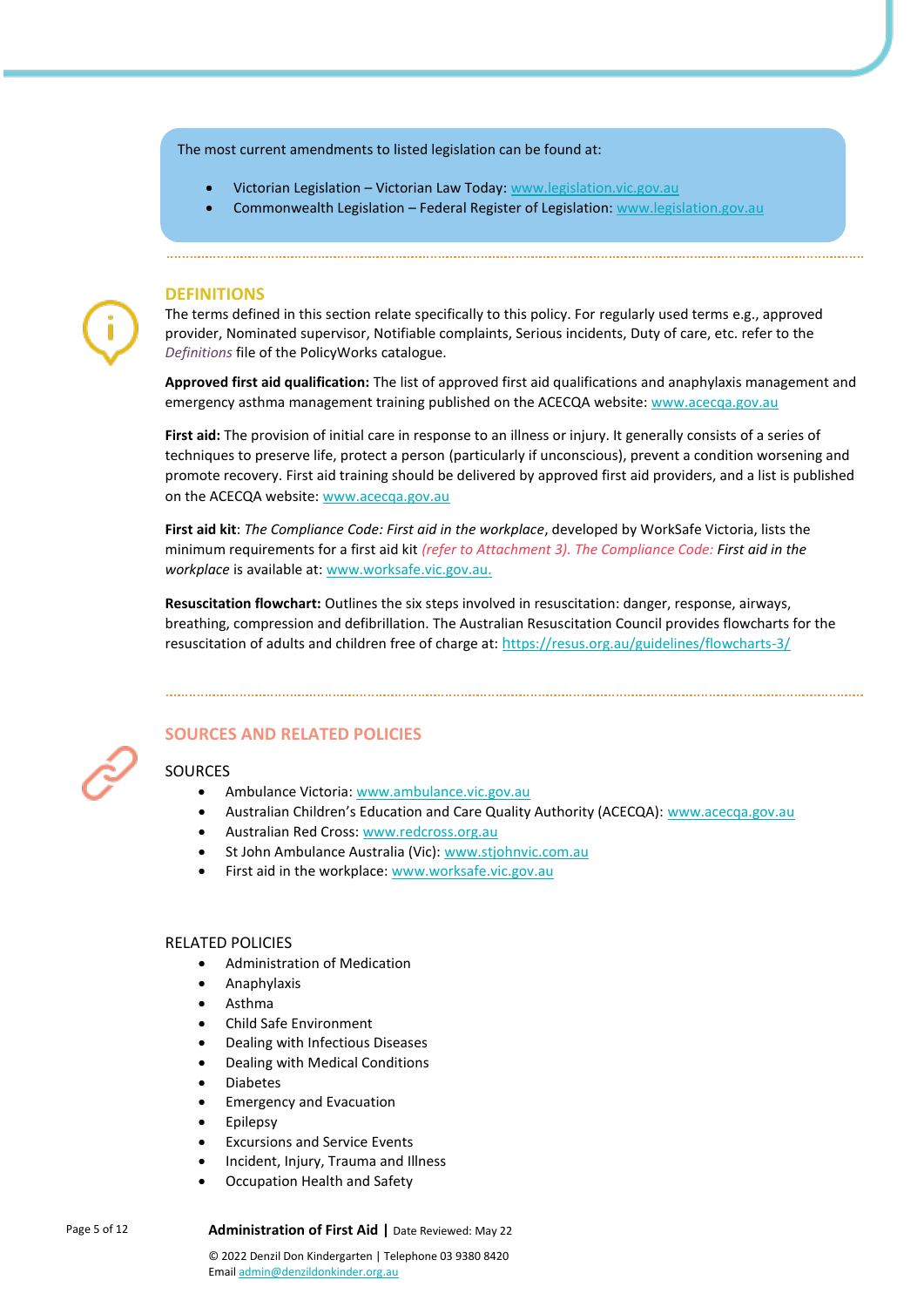The most current amendments to listed legislation can be found at:

- Victorian Legislation – Victorian Law Today: www.legislation.vic.gov.au
- Commonwealth Legislation – Federal Register of Legislation: www.legislation.gov.au

## DEFINITIONS

The terms defined in this section relate specifically to this policy. For regularly used terms e.g., approved provider, Nominated supervisor, Notifiable complaints, Serious incidents, Duty of care, etc. refer to the *Definitions* file of the PolicyWorks catalogue.

**Approved first aid qualification:** The list of approved first aid qualifications and anaphylaxis management and emergency asthma management training published on the ACECQA website: www.acecqa.gov.au

**First aid:** The provision of initial care in response to an illness or injury. It generally consists of a series of techniques to preserve life, protect a person (particularly if unconscious), prevent a condition worsening and promote recovery. First aid training should be delivered by approved first aid providers, and a list is published on the ACECQA website: www.acecqa.gov.au

**First aid kit**: *The Compliance Code: First aid in the workplace*, developed by WorkSafe Victoria, lists the minimum requirements for a first aid kit *(refer to Attachment 3). The Compliance Code: First aid in the workplace* is available at: www.worksafe.vic.gov.au.

**Resuscitation flowchart:** Outlines the six steps involved in resuscitation: danger, response, airways, breathing, compression and defibrillation. The Australian Resuscitation Council provides flowcharts for the resuscitation of adults and children free of charge at: https://resus.org.au/guidelines/flowcharts-3/

## SOURCES AND RELATED POLICIES

### SOURCES

- Ambulance Victoria: www.ambulance.vic.gov.au
- Australian Children's Education and Care Quality Authority (ACECQA): www.acecqa.gov.au
- Australian Red Cross: www.redcross.org.au
- St John Ambulance Australia (Vic): www.stjohnvic.com.au
- First aid in the workplace: www.worksafe.vic.gov.au

### RELATED POLICIES

- Administration of Medication
- Anaphylaxis
- Asthma
- Child Safe Environment
- Dealing with Infectious Diseases
- Dealing with Medical Conditions
- Diabetes
- Emergency and Evacuation
- Epilepsy
- Excursions and Service Events
- Incident, Injury, Trauma and Illness
- Occupation Health and Safety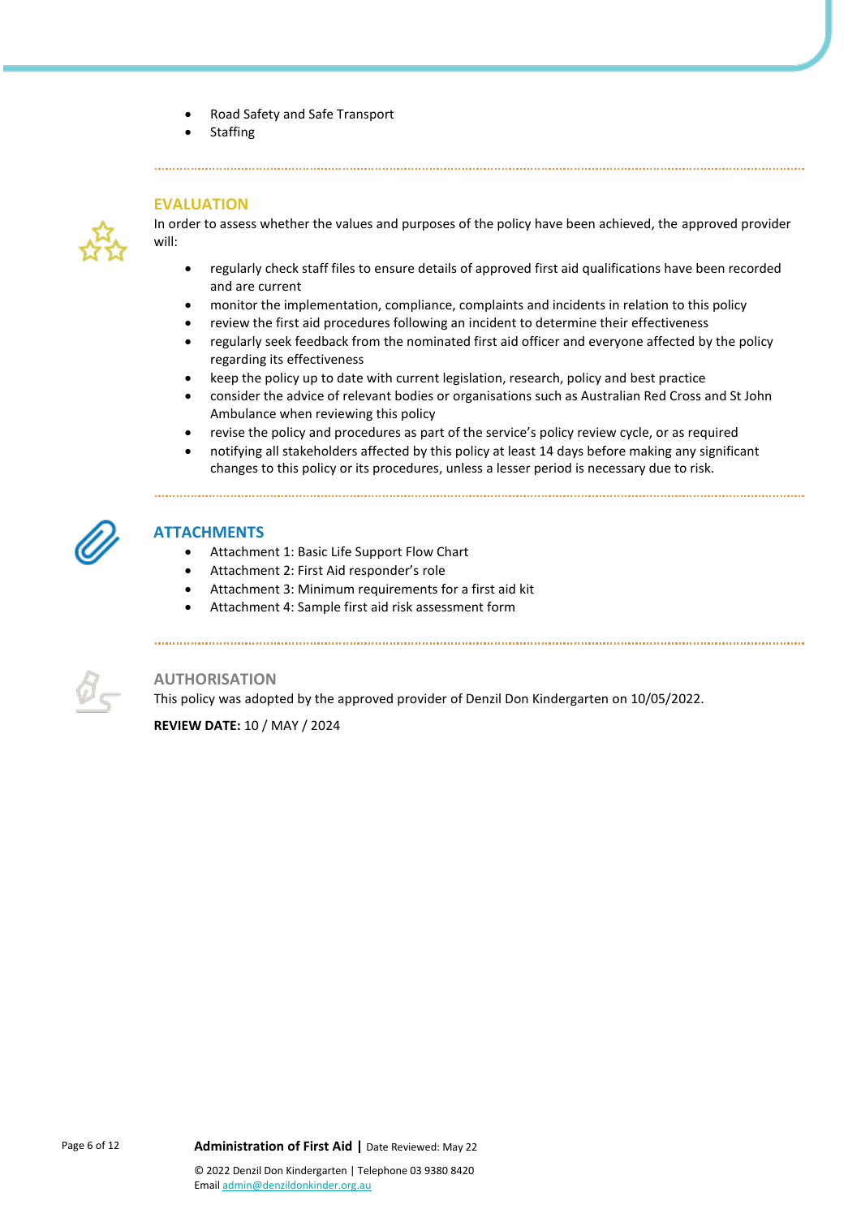- Road Safety and Safe Transport
- Staffing

## EVALUATION

In order to assess whether the values and purposes of the policy have been achieved, the approved provider will:

- regularly check staff files to ensure details of approved first aid qualifications have been recorded and are current
- monitor the implementation, compliance, complaints and incidents in relation to this policy
- review the first aid procedures following an incident to determine their effectiveness
- regularly seek feedback from the nominated first aid officer and everyone affected by the policy regarding its effectiveness
- keep the policy up to date with current legislation, research, policy and best practice
- consider the advice of relevant bodies or organisations such as Australian Red Cross and St John Ambulance when reviewing this policy
- revise the policy and procedures as part of the service's policy review cycle, or as required
- notifying all stakeholders affected by this policy at least 14 days before making any significant changes to this policy or its procedures, unless a lesser period is necessary due to risk.

## ATTACHMENTS

- Attachment 1: Basic Life Support Flow Chart
- Attachment 2: First Aid responder's role
- Attachment 3: Minimum requirements for a first aid kit
- Attachment 4: Sample first aid risk assessment form

## AUTHORISATION

This policy was adopted by the approved provider of Denzil Don Kindergarten on 10/05/2022.

**REVIEW DATE:** 10 / MAY / 2024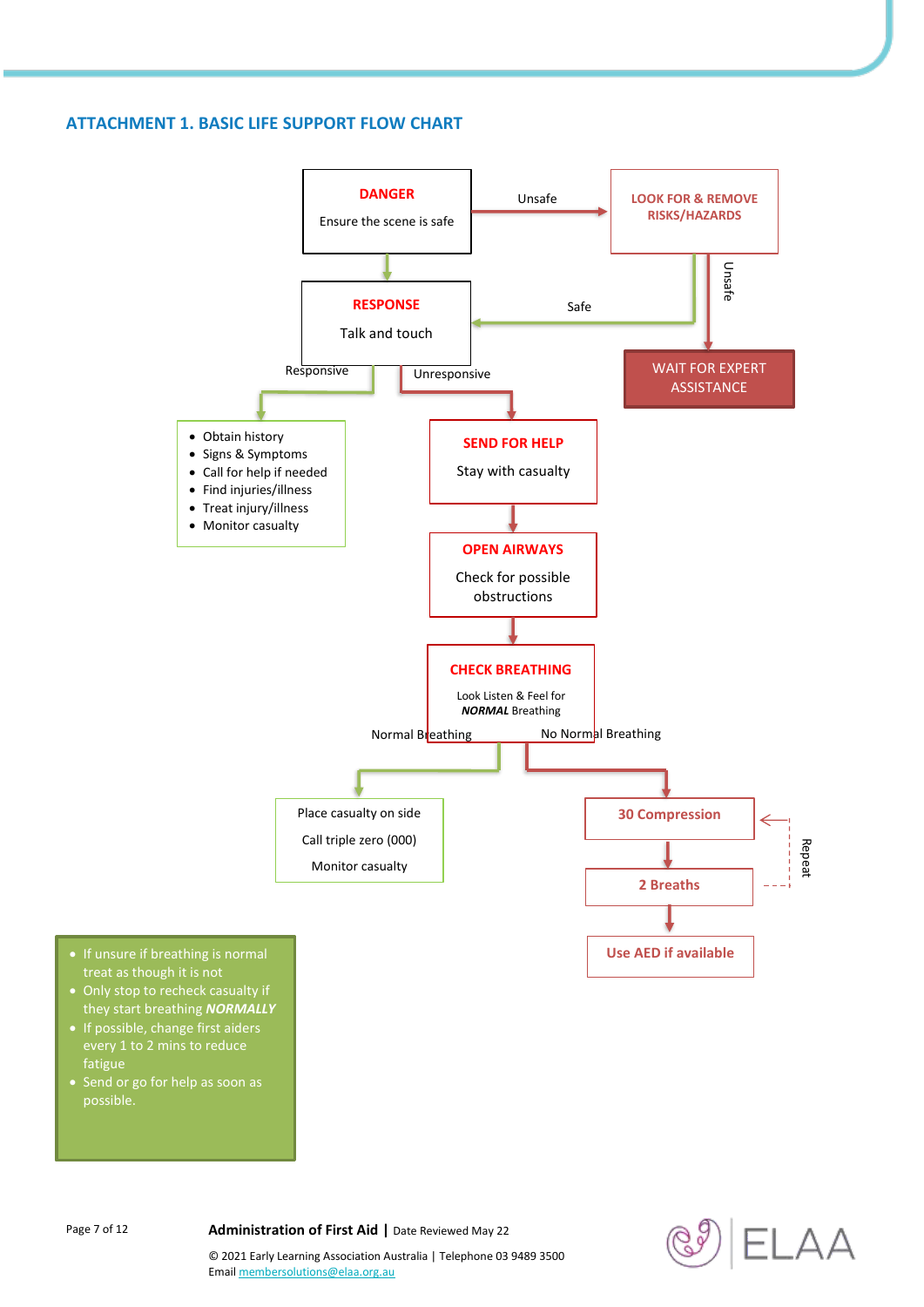## ATTACHMENT 1. BASIC LIFE SUPPORT FLOW CHART

**DANGER**
Ensure the scene is safe

Unsafe → **LOOK FOR & REMOVE RISKS/HAZARDS**

- Safe → RESPONSE
- Unsafe → **WAIT FOR EXPERT ASSISTANCE**

**RESPONSE**
Talk and touch

Responsive:

- Obtain history
- Signs & Symptoms
- Call for help if needed
- Find injuries/illness
- Treat injury/illness
- Monitor casualty

Unresponsive:

**SEND FOR HELP**
Stay with casualty

**OPEN AIRWAYS**
Check for possible obstructions

**CHECK BREATHING**
Look Listen & Feel for ***NORMAL*** Breathing

Normal Breathing:

Place casualty on side
Call triple zero (000)
Monitor casualty

No Normal Breathing:

**30 Compression**

**2 Breaths**

Repeat

**Use AED if available**

- If unsure if breathing is normal treat as though it is not
- Only stop to recheck casualty if they start breathing ***NORMALLY***
- If possible, change first aiders every 1 to 2 mins to reduce fatigue
- Send or go for help as soon as possible.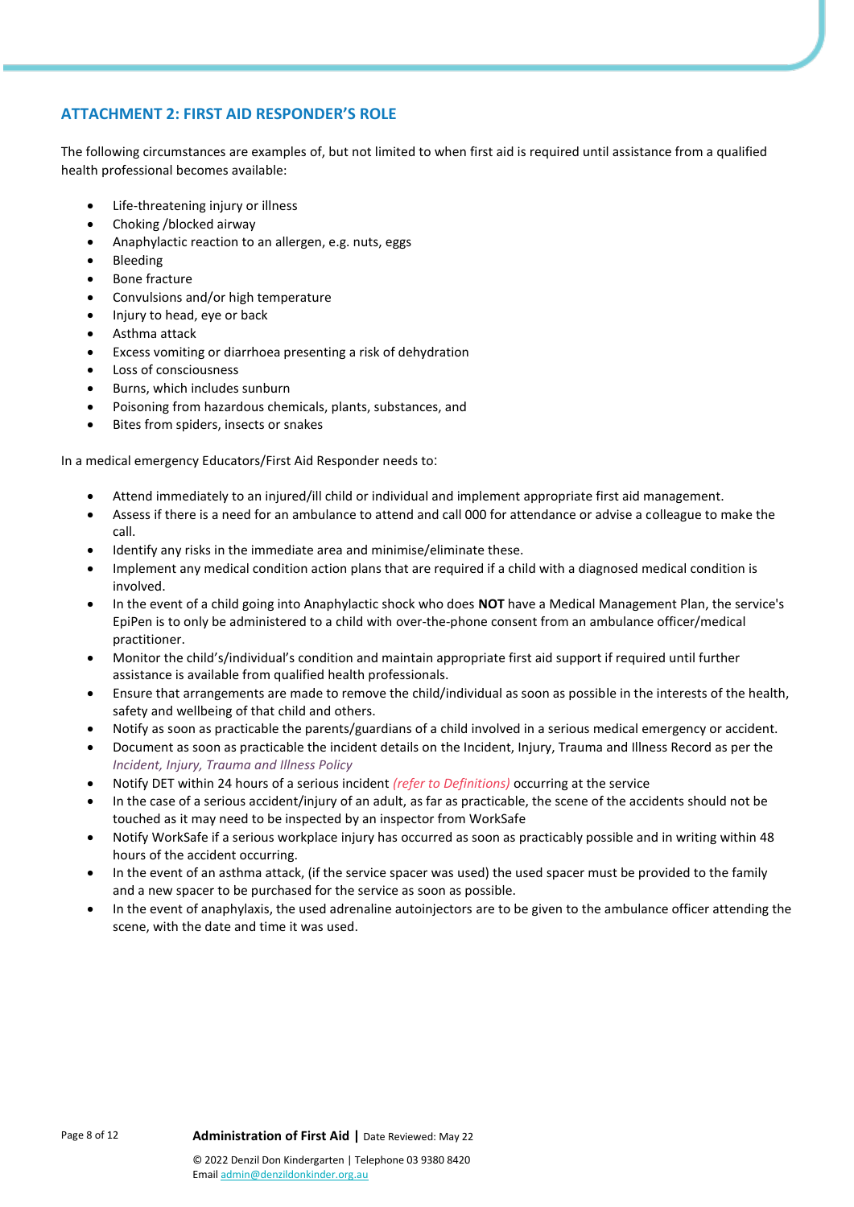## ATTACHMENT 2: FIRST AID RESPONDER'S ROLE

The following circumstances are examples of, but not limited to when first aid is required until assistance from a qualified health professional becomes available:

- Life-threatening injury or illness
- Choking /blocked airway
- Anaphylactic reaction to an allergen, e.g. nuts, eggs
- Bleeding
- Bone fracture
- Convulsions and/or high temperature
- Injury to head, eye or back
- Asthma attack
- Excess vomiting or diarrhoea presenting a risk of dehydration
- Loss of consciousness
- Burns, which includes sunburn
- Poisoning from hazardous chemicals, plants, substances, and
- Bites from spiders, insects or snakes

In a medical emergency Educators/First Aid Responder needs to:

- Attend immediately to an injured/ill child or individual and implement appropriate first aid management.
- Assess if there is a need for an ambulance to attend and call 000 for attendance or advise a colleague to make the call.
- Identify any risks in the immediate area and minimise/eliminate these.
- Implement any medical condition action plans that are required if a child with a diagnosed medical condition is involved.
- In the event of a child going into Anaphylactic shock who does **NOT** have a Medical Management Plan, the service's EpiPen is to only be administered to a child with over-the-phone consent from an ambulance officer/medical practitioner.
- Monitor the child's/individual's condition and maintain appropriate first aid support if required until further assistance is available from qualified health professionals.
- Ensure that arrangements are made to remove the child/individual as soon as possible in the interests of the health, safety and wellbeing of that child and others.
- Notify as soon as practicable the parents/guardians of a child involved in a serious medical emergency or accident.
- Document as soon as practicable the incident details on the Incident, Injury, Trauma and Illness Record as per the *Incident, Injury, Trauma and Illness Policy*
- Notify DET within 24 hours of a serious incident *(refer to Definitions)* occurring at the service
- In the case of a serious accident/injury of an adult, as far as practicable, the scene of the accidents should not be touched as it may need to be inspected by an inspector from WorkSafe
- Notify WorkSafe if a serious workplace injury has occurred as soon as practicably possible and in writing within 48 hours of the accident occurring.
- In the event of an asthma attack, (if the service spacer was used) the used spacer must be provided to the family and a new spacer to be purchased for the service as soon as possible.
- In the event of anaphylaxis, the used adrenaline autoinjectors are to be given to the ambulance officer attending the scene, with the date and time it was used.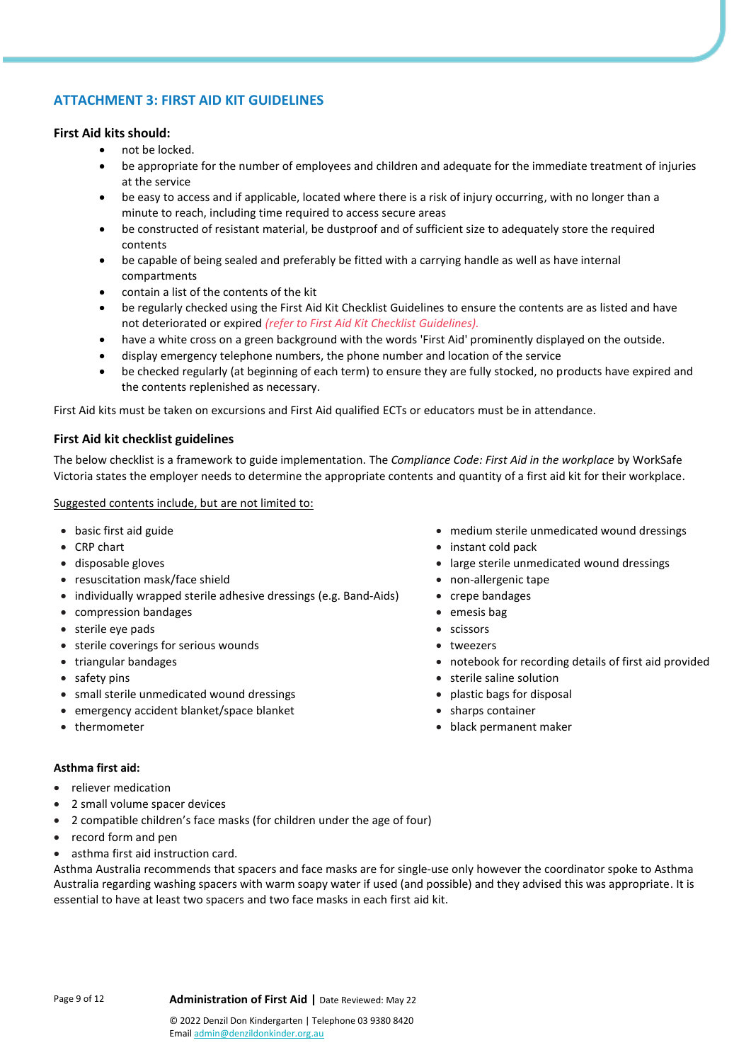## ATTACHMENT 3: FIRST AID KIT GUIDELINES

**First Aid kits should:**

- not be locked.
- be appropriate for the number of employees and children and adequate for the immediate treatment of injuries at the service
- be easy to access and if applicable, located where there is a risk of injury occurring, with no longer than a minute to reach, including time required to access secure areas
- be constructed of resistant material, be dustproof and of sufficient size to adequately store the required contents
- be capable of being sealed and preferably be fitted with a carrying handle as well as have internal compartments
- contain a list of the contents of the kit
- be regularly checked using the First Aid Kit Checklist Guidelines to ensure the contents are as listed and have not deteriorated or expired *(refer to First Aid Kit Checklist Guidelines).*
- have a white cross on a green background with the words 'First Aid' prominently displayed on the outside.
- display emergency telephone numbers, the phone number and location of the service
- be checked regularly (at beginning of each term) to ensure they are fully stocked, no products have expired and the contents replenished as necessary.

First Aid kits must be taken on excursions and First Aid qualified ECTs or educators must be in attendance.

### First Aid kit checklist guidelines

The below checklist is a framework to guide implementation. The *Compliance Code: First Aid in the workplace* by WorkSafe Victoria states the employer needs to determine the appropriate contents and quantity of a first aid kit for their workplace.

Suggested contents include, but are not limited to:

- basic first aid guide
- CRP chart
- disposable gloves
- resuscitation mask/face shield
- individually wrapped sterile adhesive dressings (e.g. Band-Aids)
- compression bandages
- sterile eye pads
- sterile coverings for serious wounds
- triangular bandages
- safety pins
- small sterile unmedicated wound dressings
- emergency accident blanket/space blanket
- thermometer
- medium sterile unmedicated wound dressings
- instant cold pack
- large sterile unmedicated wound dressings
- non-allergenic tape
- crepe bandages
- emesis bag
- scissors
- tweezers
- notebook for recording details of first aid provided
- sterile saline solution
- plastic bags for disposal
- sharps container
- black permanent maker

**Asthma first aid:**

- reliever medication
- 2 small volume spacer devices
- 2 compatible children's face masks (for children under the age of four)
- record form and pen
- asthma first aid instruction card.

Asthma Australia recommends that spacers and face masks are for single-use only however the coordinator spoke to Asthma Australia regarding washing spacers with warm soapy water if used (and possible) and they advised this was appropriate. It is essential to have at least two spacers and two face masks in each first aid kit.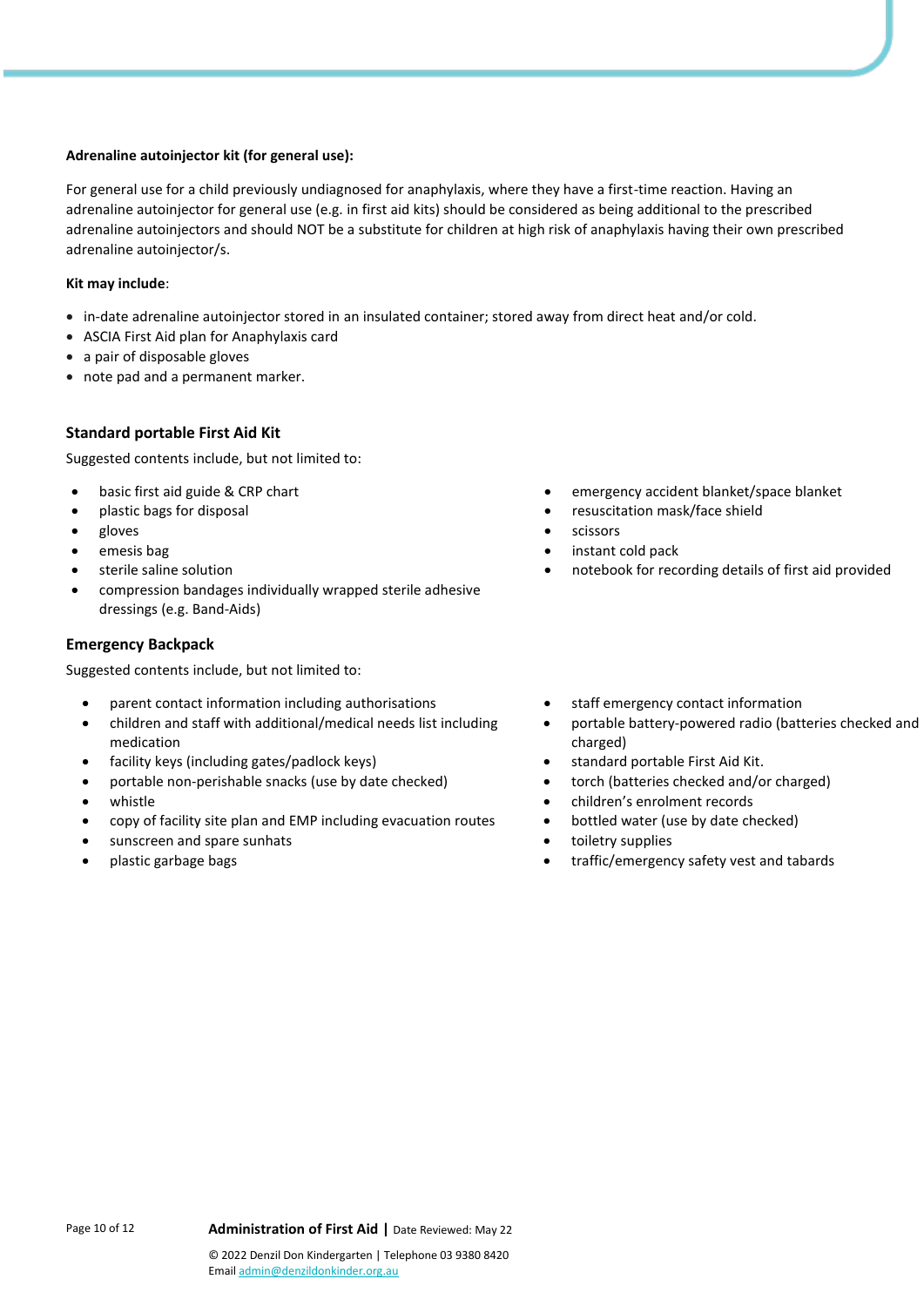**Adrenaline autoinjector kit (for general use):**

For general use for a child previously undiagnosed for anaphylaxis, where they have a first-time reaction. Having an adrenaline autoinjector for general use (e.g. in first aid kits) should be considered as being additional to the prescribed adrenaline autoinjectors and should NOT be a substitute for children at high risk of anaphylaxis having their own prescribed adrenaline autoinjector/s.

**Kit may include**:

- in-date adrenaline autoinjector stored in an insulated container; stored away from direct heat and/or cold.
- ASCIA First Aid plan for Anaphylaxis card
- a pair of disposable gloves
- note pad and a permanent marker.

### Standard portable First Aid Kit

Suggested contents include, but not limited to:

- basic first aid guide & CRP chart
- plastic bags for disposal
- gloves
- emesis bag
- sterile saline solution
- compression bandages individually wrapped sterile adhesive dressings (e.g. Band-Aids)
- emergency accident blanket/space blanket
- resuscitation mask/face shield
- scissors
- instant cold pack
- notebook for recording details of first aid provided

### Emergency Backpack

Suggested contents include, but not limited to:

- parent contact information including authorisations
- children and staff with additional/medical needs list including medication
- facility keys (including gates/padlock keys)
- portable non-perishable snacks (use by date checked)
- whistle
- copy of facility site plan and EMP including evacuation routes
- sunscreen and spare sunhats
- plastic garbage bags
- staff emergency contact information
- portable battery-powered radio (batteries checked and charged)
- standard portable First Aid Kit.
- torch (batteries checked and/or charged)
- children's enrolment records
- bottled water (use by date checked)
- toiletry supplies
- traffic/emergency safety vest and tabards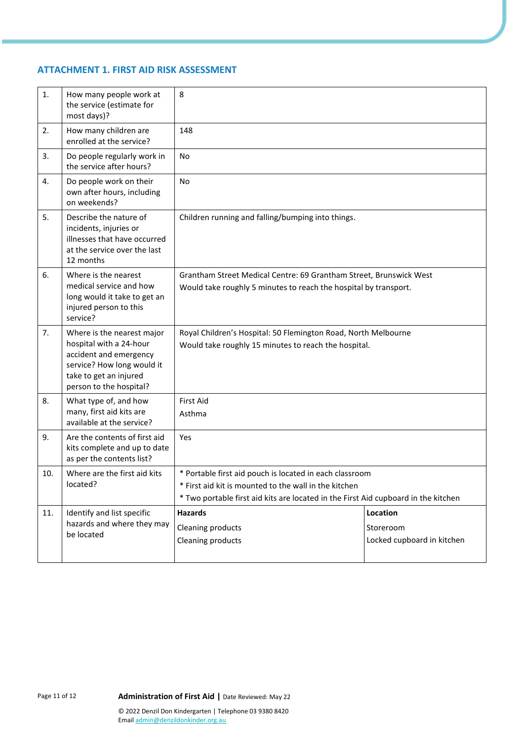## ATTACHMENT 1. FIRST AID RISK ASSESSMENT

| | | | |
|---|---|---|---|
| 1. | How many people work at the service (estimate for most days)? | 8 | |
| 2. | How many children are enrolled at the service? | 148 | |
| 3. | Do people regularly work in the service after hours? | No | |
| 4. | Do people work on their own after hours, including on weekends? | No | |
| 5. | Describe the nature of incidents, injuries or illnesses that have occurred at the service over the last 12 months | Children running and falling/bumping into things. | |
| 6. | Where is the nearest medical service and how long would it take to get an injured person to this service? | Grantham Street Medical Centre: 69 Grantham Street, Brunswick West<br>Would take roughly 5 minutes to reach the hospital by transport. | |
| 7. | Where is the nearest major hospital with a 24-hour accident and emergency service? How long would it take to get an injured person to the hospital? | Royal Children's Hospital: 50 Flemington Road, North Melbourne<br>Would take roughly 15 minutes to reach the hospital. | |
| 8. | What type of, and how many, first aid kits are available at the service? | First Aid<br>Asthma | |
| 9. | Are the contents of first aid kits complete and up to date as per the contents list? | Yes | |
| 10. | Where are the first aid kits located? | * Portable first aid pouch is located in each classroom<br>* First aid kit is mounted to the wall in the kitchen<br>* Two portable first aid kits are located in the First Aid cupboard in the kitchen | |
| 11. | Identify and list specific hazards and where they may be located | **Hazards**<br>Cleaning products<br>Cleaning products | **Location**<br>Storeroom<br>Locked cupboard in kitchen |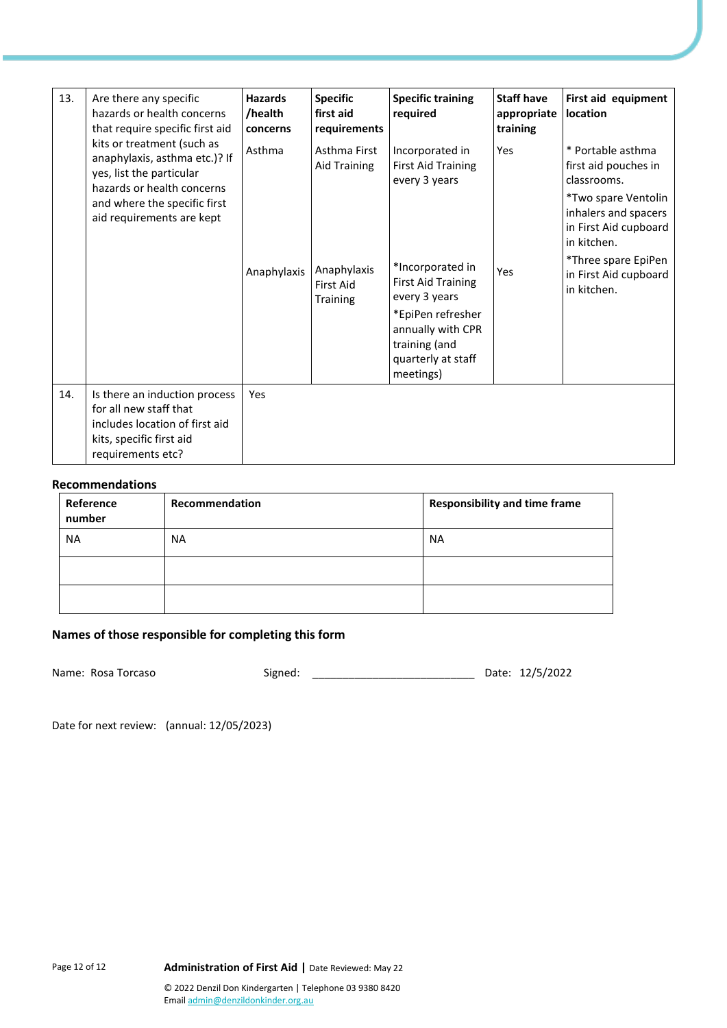| 13. | Are there any specific hazards or health concerns that require specific first aid kits or treatment (such as anaphylaxis, asthma etc.)? If yes, list the particular hazards or health concerns and where the specific first aid requirements are kept | **Hazards /health concerns** | **Specific first aid requirements** | **Specific training required** | **Staff have appropriate training** | **First aid equipment location** |
|---|---|---|---|---|---|---|
| | | Asthma | Asthma First Aid Training | Incorporated in First Aid Training every 3 years | Yes | * Portable asthma first aid pouches in classrooms. *Two spare Ventolin inhalers and spacers in First Aid cupboard in kitchen. |
| | | Anaphylaxis | Anaphylaxis First Aid Training | *Incorporated in First Aid Training every 3 years *EpiPen refresher annually with CPR training (and quarterly at staff meetings) | Yes | *Three spare EpiPen in First Aid cupboard in kitchen. |
| 14. | Is there an induction process for all new staff that includes location of first aid kits, specific first aid requirements etc? | Yes | | | | |

## Recommendations

| Reference number | Recommendation | Responsibility and time frame |
|---|---|---|
| NA | NA | NA |
| | | |
| | | |

## Names of those responsible for completing this form

Name: Rosa Torcaso Signed: ___________________________ Date: 12/5/2022

Date for next review: (annual: 12/05/2023)

**Administration of First Aid** | Date Reviewed: May 22

© 2022 Denzil Don Kindergarten | Telephone 03 9380 8420
Email admin@denzildonkinder.org.au